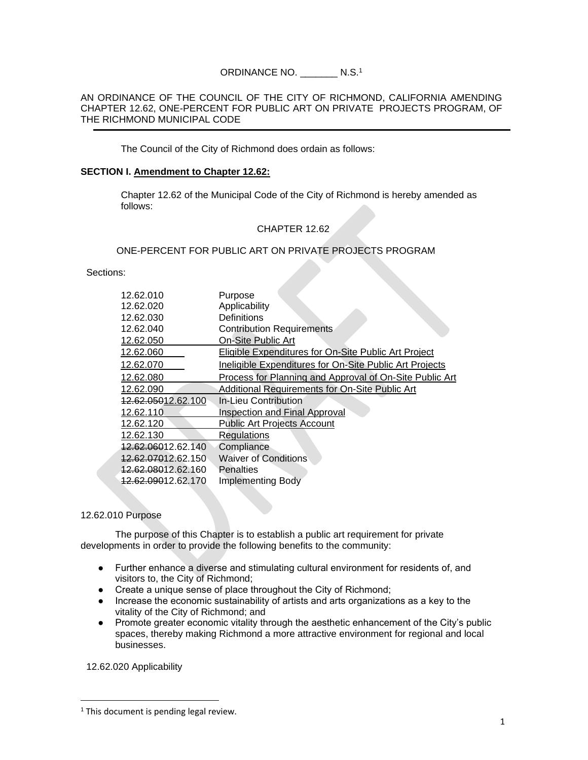ORDINANCE NO. _______ N.S.[1]

AN ORDINANCE OF THE COUNCIL OF THE CITY OF RICHMOND, CALIFORNIA AMENDING CHAPTER 12.62, ONE-PERCENT FOR PUBLIC ART ON PRIVATE PROJECTS PROGRAM, OF THE RICHMOND MUNICIPAL CODE

---

The Council of the City of Richmond does ordain as follows:

**SECTION I. Amendment to Chapter 12.62:**

Chapter 12.62 of the Municipal Code of the City of Richmond is hereby amended as follows:

CHAPTER 12.62

ONE-PERCENT FOR PUBLIC ART ON PRIVATE PROJECTS PROGRAM

Sections:

| | |
|---|---|
| 12.62.010 | Purpose |
| 12.62.020 | Applicability |
| 12.62.030 | Definitions |
| 12.62.040 | Contribution Requirements |
| <u>12.62.050</u> | <u>On-Site Public Art</u> |
| <u>12.62.060</u> | <u>Eligible Expenditures for On-Site Public Art Project</u> |
| <u>12.62.070</u> | <u>Ineligible Expenditures for On-Site Public Art Projects</u> |
| <u>12.62.080</u> | <u>Process for Planning and Approval of On-Site Public Art</u> |
| <u>12.62.090</u> | <u>Additional Requirements for On-Site Public Art</u> |
| ~~12.62.050~~12.62.100 | In-Lieu Contribution |
| <u>12.62.110</u> | <u>Inspection and Final Approval</u> |
| <u>12.62.120</u> | <u>Public Art Projects Account</u> |
| <u>12.62.130</u> | <u>Regulations</u> |
| ~~12.62.060~~12.62.140 | Compliance |
| ~~12.62.070~~12.62.150 | Waiver of Conditions |
| ~~12.62.080~~12.62.160 | Penalties |
| ~~12.62.090~~12.62.170 | Implementing Body |

12.62.010 Purpose

The purpose of this Chapter is to establish a public art requirement for private developments in order to provide the following benefits to the community:

- Further enhance a diverse and stimulating cultural environment for residents of, and visitors to, the City of Richmond;
- Create a unique sense of place throughout the City of Richmond;
- Increase the economic sustainability of artists and arts organizations as a key to the vitality of the City of Richmond; and
- Promote greater economic vitality through the aesthetic enhancement of the City's public spaces, thereby making Richmond a more attractive environment for regional and local businesses.

12.62.020 Applicability

---

[1] This document is pending legal review.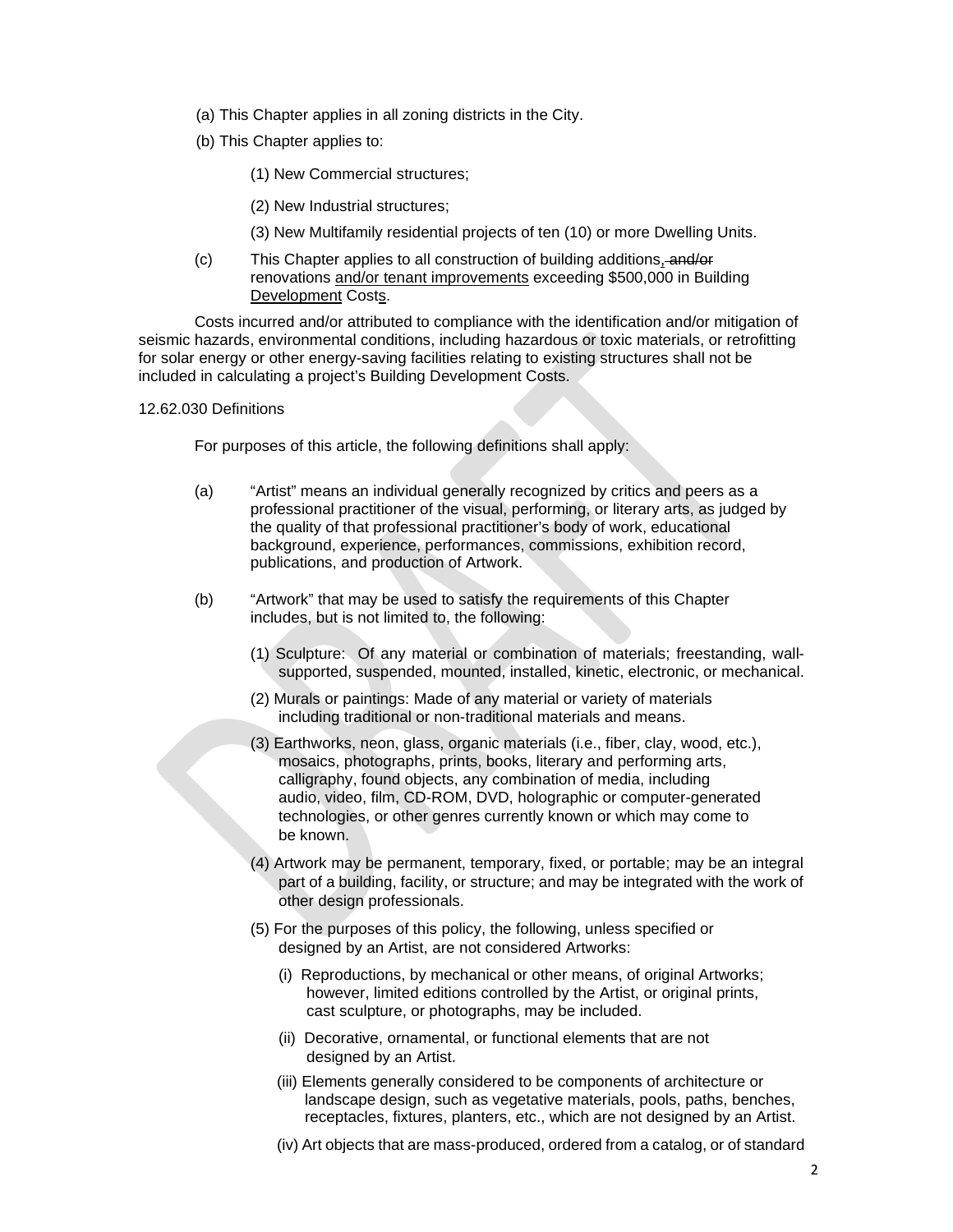(a) This Chapter applies in all zoning districts in the City.

(b) This Chapter applies to:

(1) New Commercial structures;

(2) New Industrial structures;

(3) New Multifamily residential projects of ten (10) or more Dwelling Units.

(c) This Chapter applies to all construction of building additions, ~~and/or~~ renovations and/or tenant improvements exceeding $500,000 in Building Development Costs.

Costs incurred and/or attributed to compliance with the identification and/or mitigation of seismic hazards, environmental conditions, including hazardous or toxic materials, or retrofitting for solar energy or other energy-saving facilities relating to existing structures shall not be included in calculating a project's Building Development Costs.

12.62.030 Definitions

For purposes of this article, the following definitions shall apply:

(a) "Artist" means an individual generally recognized by critics and peers as a professional practitioner of the visual, performing, or literary arts, as judged by the quality of that professional practitioner's body of work, educational background, experience, performances, commissions, exhibition record, publications, and production of Artwork.

(b) "Artwork" that may be used to satisfy the requirements of this Chapter includes, but is not limited to, the following:

(1) Sculpture: Of any material or combination of materials; freestanding, wall-supported, suspended, mounted, installed, kinetic, electronic, or mechanical.

(2) Murals or paintings: Made of any material or variety of materials including traditional or non-traditional materials and means.

(3) Earthworks, neon, glass, organic materials (i.e., fiber, clay, wood, etc.), mosaics, photographs, prints, books, literary and performing arts, calligraphy, found objects, any combination of media, including audio, video, film, CD-ROM, DVD, holographic or computer-generated technologies, or other genres currently known or which may come to be known.

(4) Artwork may be permanent, temporary, fixed, or portable; may be an integral part of a building, facility, or structure; and may be integrated with the work of other design professionals.

(5) For the purposes of this policy, the following, unless specified or designed by an Artist, are not considered Artworks:

(i) Reproductions, by mechanical or other means, of original Artworks; however, limited editions controlled by the Artist, or original prints, cast sculpture, or photographs, may be included.

(ii) Decorative, ornamental, or functional elements that are not designed by an Artist.

(iii) Elements generally considered to be components of architecture or landscape design, such as vegetative materials, pools, paths, benches, receptacles, fixtures, planters, etc., which are not designed by an Artist.

(iv) Art objects that are mass-produced, ordered from a catalog, or of standard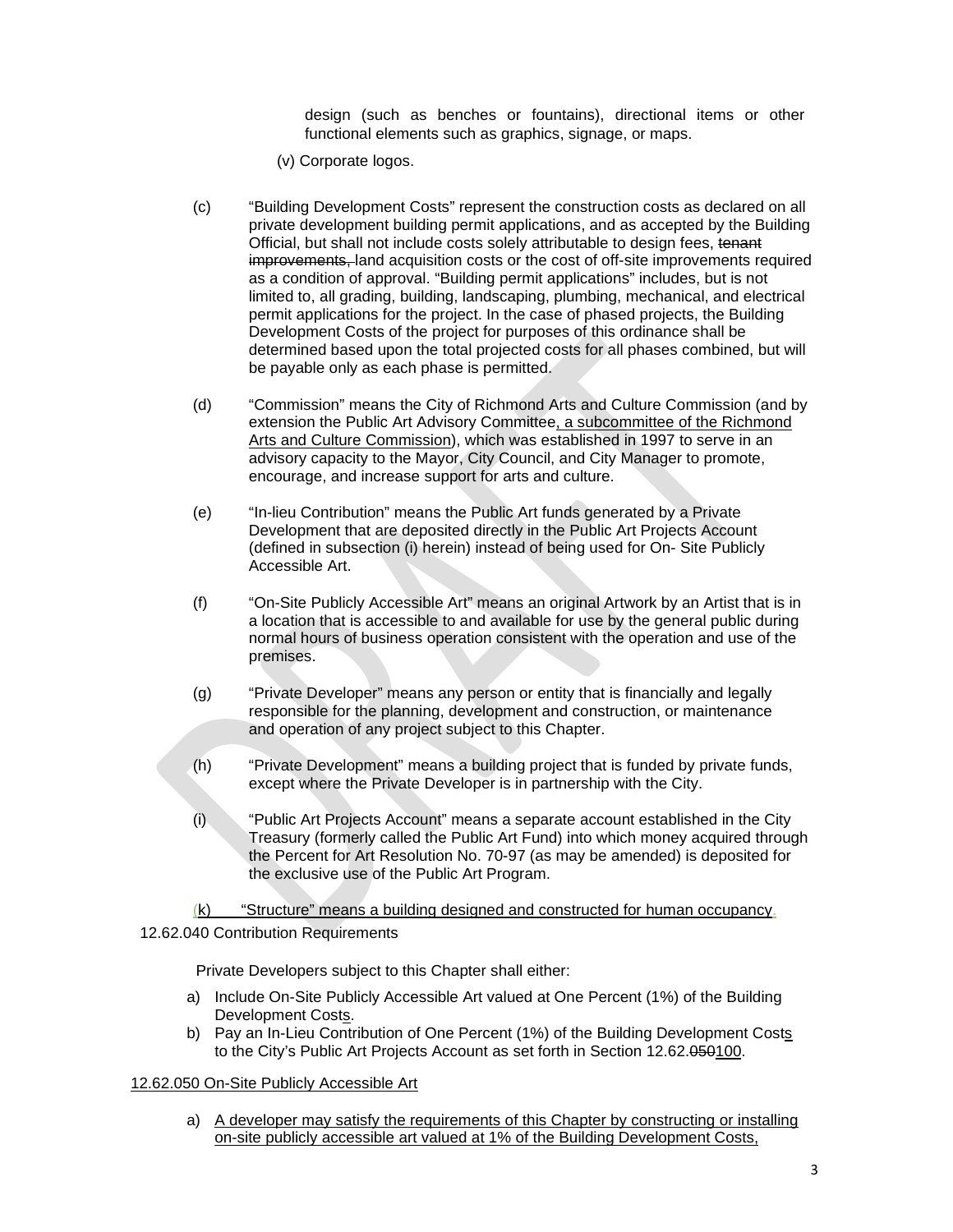design (such as benches or fountains), directional items or other functional elements such as graphics, signage, or maps.

(v) Corporate logos.

(c) "Building Development Costs" represent the construction costs as declared on all private development building permit applications, and as accepted by the Building Official, but shall not include costs solely attributable to design fees, ~~tenant improvements,~~ land acquisition costs or the cost of off-site improvements required as a condition of approval. "Building permit applications" includes, but is not limited to, all grading, building, landscaping, plumbing, mechanical, and electrical permit applications for the project. In the case of phased projects, the Building Development Costs of the project for purposes of this ordinance shall be determined based upon the total projected costs for all phases combined, but will be payable only as each phase is permitted.

(d) "Commission" means the City of Richmond Arts and Culture Commission (and by extension the Public Art Advisory Committee, a subcommittee of the Richmond Arts and Culture Commission), which was established in 1997 to serve in an advisory capacity to the Mayor, City Council, and City Manager to promote, encourage, and increase support for arts and culture.

(e) "In-lieu Contribution" means the Public Art funds generated by a Private Development that are deposited directly in the Public Art Projects Account (defined in subsection (i) herein) instead of being used for On- Site Publicly Accessible Art.

(f) "On-Site Publicly Accessible Art" means an original Artwork by an Artist that is in a location that is accessible to and available for use by the general public during normal hours of business operation consistent with the operation and use of the premises.

(g) "Private Developer" means any person or entity that is financially and legally responsible for the planning, development and construction, or maintenance and operation of any project subject to this Chapter.

(h) "Private Development" means a building project that is funded by private funds, except where the Private Developer is in partnership with the City.

(i) "Public Art Projects Account" means a separate account established in the City Treasury (formerly called the Public Art Fund) into which money acquired through the Percent for Art Resolution No. 70-97 (as may be amended) is deposited for the exclusive use of the Public Art Program.

(k) "Structure" means a building designed and constructed for human occupancy.

12.62.040 Contribution Requirements

Private Developers subject to this Chapter shall either:

a) Include On-Site Publicly Accessible Art valued at One Percent (1%) of the Building Development Costs.
b) Pay an In-Lieu Contribution of One Percent (1%) of the Building Development Costs to the City's Public Art Projects Account as set forth in Section 12.62.~~050~~100.

12.62.050 On-Site Publicly Accessible Art

a) A developer may satisfy the requirements of this Chapter by constructing or installing on-site publicly accessible art valued at 1% of the Building Development Costs,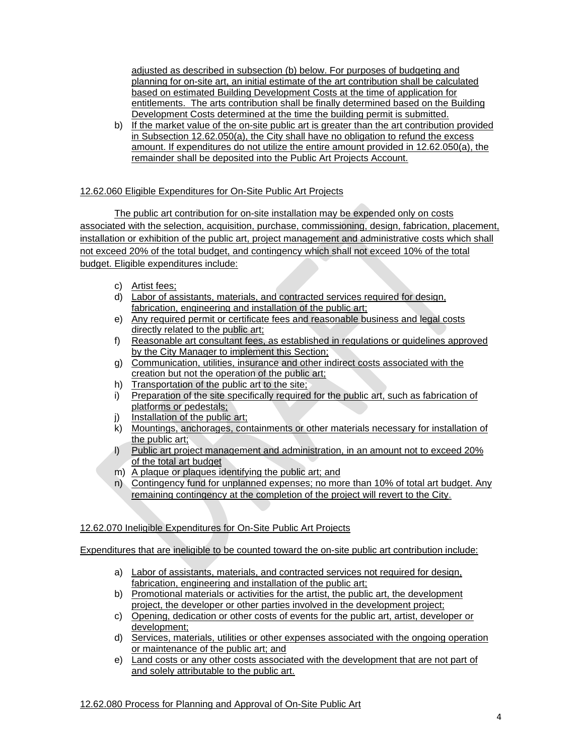adjusted as described in subsection (b) below. For purposes of budgeting and planning for on-site art, an initial estimate of the art contribution shall be calculated based on estimated Building Development Costs at the time of application for entitlements. The arts contribution shall be finally determined based on the Building Development Costs determined at the time the building permit is submitted.

b) If the market value of the on-site public art is greater than the art contribution provided in Subsection 12.62.050(a), the City shall have no obligation to refund the excess amount. If expenditures do not utilize the entire amount provided in 12.62.050(a), the remainder shall be deposited into the Public Art Projects Account.

## 12.62.060 Eligible Expenditures for On-Site Public Art Projects

The public art contribution for on-site installation may be expended only on costs associated with the selection, acquisition, purchase, commissioning, design, fabrication, placement, installation or exhibition of the public art, project management and administrative costs which shall not exceed 20% of the total budget, and contingency which shall not exceed 10% of the total budget. Eligible expenditures include:

c) Artist fees;
d) Labor of assistants, materials, and contracted services required for design, fabrication, engineering and installation of the public art;
e) Any required permit or certificate fees and reasonable business and legal costs directly related to the public art;
f) Reasonable art consultant fees, as established in regulations or guidelines approved by the City Manager to implement this Section;
g) Communication, utilities, insurance and other indirect costs associated with the creation but not the operation of the public art;
h) Transportation of the public art to the site;
i) Preparation of the site specifically required for the public art, such as fabrication of platforms or pedestals;
j) Installation of the public art;
k) Mountings, anchorages, containments or other materials necessary for installation of the public art;
l) Public art project management and administration, in an amount not to exceed 20% of the total art budget
m) A plaque or plaques identifying the public art; and
n) Contingency fund for unplanned expenses; no more than 10% of total art budget. Any remaining contingency at the completion of the project will revert to the City.

## 12.62.070 Ineligible Expenditures for On-Site Public Art Projects

Expenditures that are ineligible to be counted toward the on-site public art contribution include:

a) Labor of assistants, materials, and contracted services not required for design, fabrication, engineering and installation of the public art;
b) Promotional materials or activities for the artist, the public art, the development project, the developer or other parties involved in the development project;
c) Opening, dedication or other costs of events for the public art, artist, developer or development;
d) Services, materials, utilities or other expenses associated with the ongoing operation or maintenance of the public art; and
e) Land costs or any other costs associated with the development that are not part of and solely attributable to the public art.

## 12.62.080 Process for Planning and Approval of On-Site Public Art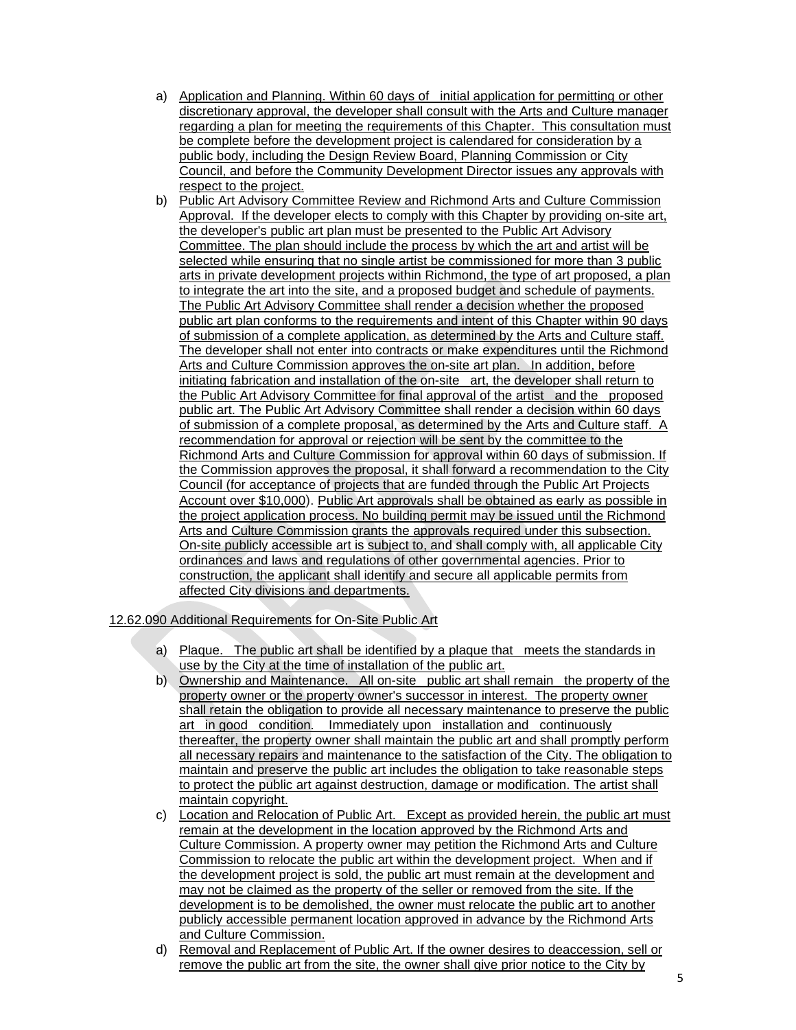a) Application and Planning. Within 60 days of initial application for permitting or other discretionary approval, the developer shall consult with the Arts and Culture manager regarding a plan for meeting the requirements of this Chapter. This consultation must be complete before the development project is calendared for consideration by a public body, including the Design Review Board, Planning Commission or City Council, and before the Community Development Director issues any approvals with respect to the project.

b) Public Art Advisory Committee Review and Richmond Arts and Culture Commission Approval. If the developer elects to comply with this Chapter by providing on-site art, the developer's public art plan must be presented to the Public Art Advisory Committee. The plan should include the process by which the art and artist will be selected while ensuring that no single artist be commissioned for more than 3 public arts in private development projects within Richmond, the type of art proposed, a plan to integrate the art into the site, and a proposed budget and schedule of payments. The Public Art Advisory Committee shall render a decision whether the proposed public art plan conforms to the requirements and intent of this Chapter within 90 days of submission of a complete application, as determined by the Arts and Culture staff. The developer shall not enter into contracts or make expenditures until the Richmond Arts and Culture Commission approves the on-site art plan. In addition, before initiating fabrication and installation of the on-site art, the developer shall return to the Public Art Advisory Committee for final approval of the artist and the proposed public art. The Public Art Advisory Committee shall render a decision within 60 days of submission of a complete proposal, as determined by the Arts and Culture staff. A recommendation for approval or rejection will be sent by the committee to the Richmond Arts and Culture Commission for approval within 60 days of submission. If the Commission approves the proposal, it shall forward a recommendation to the City Council (for acceptance of projects that are funded through the Public Art Projects Account over $10,000). Public Art approvals shall be obtained as early as possible in the project application process. No building permit may be issued until the Richmond Arts and Culture Commission grants the approvals required under this subsection. On-site publicly accessible art is subject to, and shall comply with, all applicable City ordinances and laws and regulations of other governmental agencies. Prior to construction, the applicant shall identify and secure all applicable permits from affected City divisions and departments.

12.62.090 Additional Requirements for On-Site Public Art

a) Plaque. The public art shall be identified by a plaque that meets the standards in use by the City at the time of installation of the public art.

b) Ownership and Maintenance. All on-site public art shall remain the property of the property owner or the property owner's successor in interest. The property owner shall retain the obligation to provide all necessary maintenance to preserve the public art in good condition. Immediately upon installation and continuously thereafter, the property owner shall maintain the public art and shall promptly perform all necessary repairs and maintenance to the satisfaction of the City. The obligation to maintain and preserve the public art includes the obligation to take reasonable steps to protect the public art against destruction, damage or modification. The artist shall maintain copyright.

c) Location and Relocation of Public Art. Except as provided herein, the public art must remain at the development in the location approved by the Richmond Arts and Culture Commission. A property owner may petition the Richmond Arts and Culture Commission to relocate the public art within the development project. When and if the development project is sold, the public art must remain at the development and may not be claimed as the property of the seller or removed from the site. If the development is to be demolished, the owner must relocate the public art to another publicly accessible permanent location approved in advance by the Richmond Arts and Culture Commission.

d) Removal and Replacement of Public Art. If the owner desires to deaccession, sell or remove the public art from the site, the owner shall give prior notice to the City by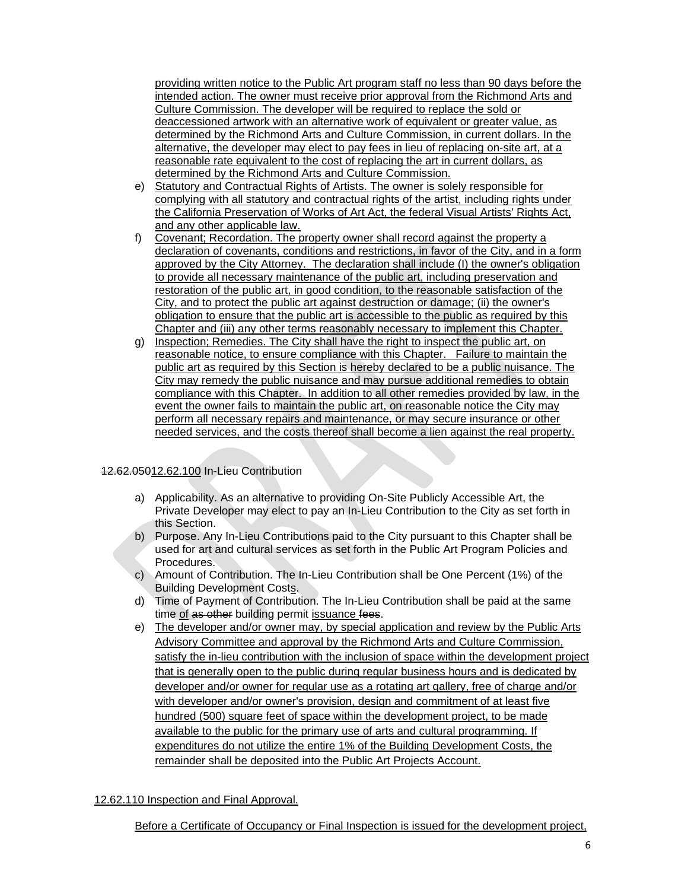providing written notice to the Public Art program staff no less than 90 days before the intended action. The owner must receive prior approval from the Richmond Arts and Culture Commission. The developer will be required to replace the sold or deaccessioned artwork with an alternative work of equivalent or greater value, as determined by the Richmond Arts and Culture Commission, in current dollars. In the alternative, the developer may elect to pay fees in lieu of replacing on-site art, at a reasonable rate equivalent to the cost of replacing the art in current dollars, as determined by the Richmond Arts and Culture Commission.

e) Statutory and Contractual Rights of Artists. The owner is solely responsible for complying with all statutory and contractual rights of the artist, including rights under the California Preservation of Works of Art Act, the federal Visual Artists' Rights Act, and any other applicable law.

f) Covenant; Recordation. The property owner shall record against the property a declaration of covenants, conditions and restrictions, in favor of the City, and in a form approved by the City Attorney. The declaration shall include (I) the owner's obligation to provide all necessary maintenance of the public art, including preservation and restoration of the public art, in good condition, to the reasonable satisfaction of the City, and to protect the public art against destruction or damage; (ii) the owner's obligation to ensure that the public art is accessible to the public as required by this Chapter and (iii) any other terms reasonably necessary to implement this Chapter.

g) Inspection; Remedies. The City shall have the right to inspect the public art, on reasonable notice, to ensure compliance with this Chapter. Failure to maintain the public art as required by this Section is hereby declared to be a public nuisance. The City may remedy the public nuisance and may pursue additional remedies to obtain compliance with this Chapter. In addition to all other remedies provided by law, in the event the owner fails to maintain the public art, on reasonable notice the City may perform all necessary repairs and maintenance, or may secure insurance or other needed services, and the costs thereof shall become a lien against the real property.

~~12.62.050~~12.62.100 In-Lieu Contribution

a) Applicability. As an alternative to providing On-Site Publicly Accessible Art, the Private Developer may elect to pay an In-Lieu Contribution to the City as set forth in this Section.

b) Purpose. Any In-Lieu Contributions paid to the City pursuant to this Chapter shall be used for art and cultural services as set forth in the Public Art Program Policies and Procedures.

c) Amount of Contribution. The In-Lieu Contribution shall be One Percent (1%) of the Building Development Costs.

d) Time of Payment of Contribution. The In-Lieu Contribution shall be paid at the same time of ~~as other~~ building permit issuance ~~fees~~.

e) The developer and/or owner may, by special application and review by the Public Arts Advisory Committee and approval by the Richmond Arts and Culture Commission, satisfy the in-lieu contribution with the inclusion of space within the development project that is generally open to the public during regular business hours and is dedicated by developer and/or owner for regular use as a rotating art gallery, free of charge and/or with developer and/or owner's provision, design and commitment of at least five hundred (500) square feet of space within the development project, to be made available to the public for the primary use of arts and cultural programming. If expenditures do not utilize the entire 1% of the Building Development Costs, the remainder shall be deposited into the Public Art Projects Account.

12.62.110 Inspection and Final Approval.

Before a Certificate of Occupancy or Final Inspection is issued for the development project,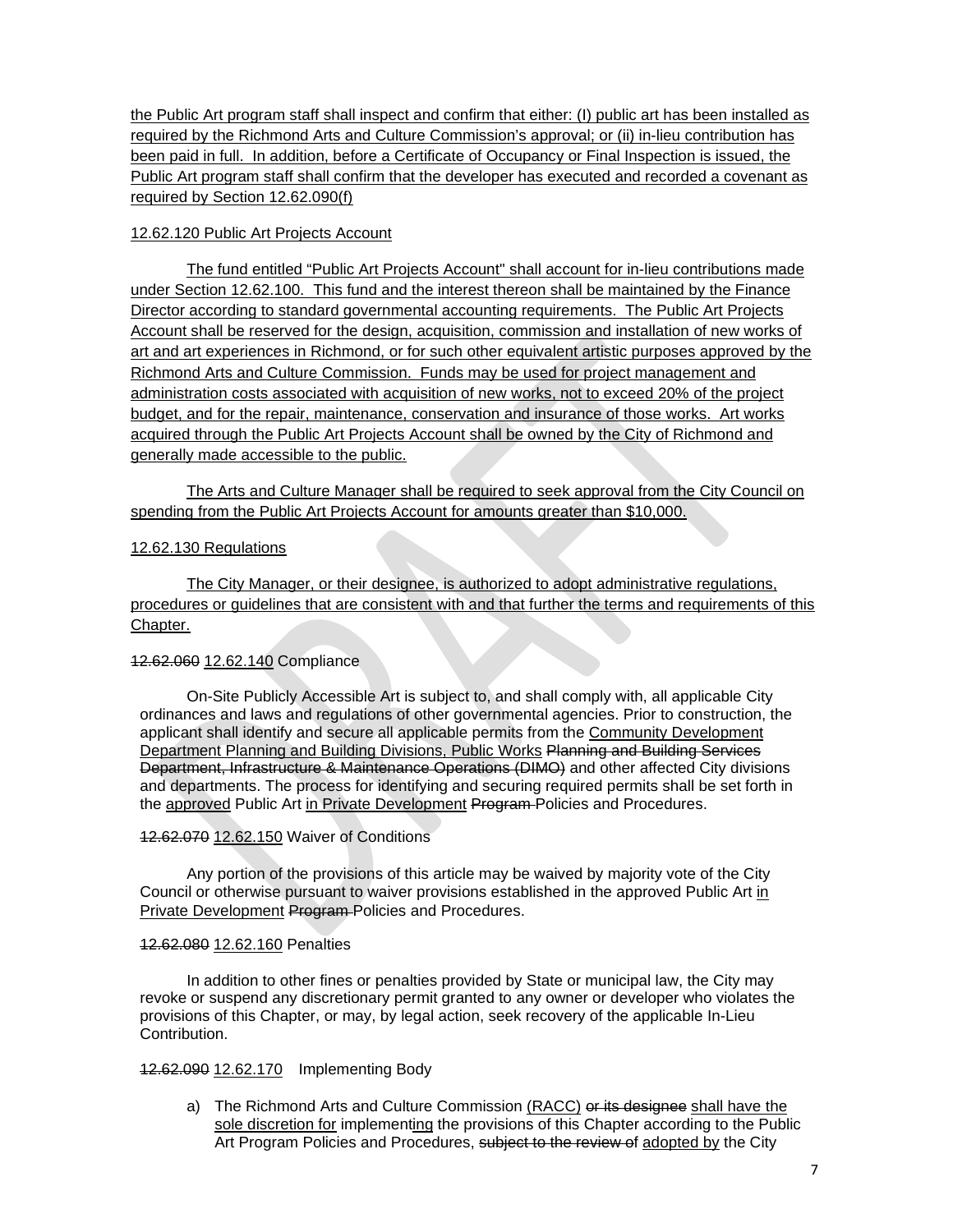the Public Art program staff shall inspect and confirm that either: (I) public art has been installed as required by the Richmond Arts and Culture Commission's approval; or (ii) in-lieu contribution has been paid in full. In addition, before a Certificate of Occupancy or Final Inspection is issued, the Public Art program staff shall confirm that the developer has executed and recorded a covenant as required by Section 12.62.090(f)

12.62.120 Public Art Projects Account

The fund entitled "Public Art Projects Account" shall account for in-lieu contributions made under Section 12.62.100. This fund and the interest thereon shall be maintained by the Finance Director according to standard governmental accounting requirements. The Public Art Projects Account shall be reserved for the design, acquisition, commission and installation of new works of art and art experiences in Richmond, or for such other equivalent artistic purposes approved by the Richmond Arts and Culture Commission. Funds may be used for project management and administration costs associated with acquisition of new works, not to exceed 20% of the project budget, and for the repair, maintenance, conservation and insurance of those works. Art works acquired through the Public Art Projects Account shall be owned by the City of Richmond and generally made accessible to the public.

The Arts and Culture Manager shall be required to seek approval from the City Council on spending from the Public Art Projects Account for amounts greater than $10,000.

12.62.130 Regulations

The City Manager, or their designee, is authorized to adopt administrative regulations, procedures or guidelines that are consistent with and that further the terms and requirements of this Chapter.

~~12.62.060~~ 12.62.140 Compliance

On-Site Publicly Accessible Art is subject to, and shall comply with, all applicable City ordinances and laws and regulations of other governmental agencies. Prior to construction, the applicant shall identify and secure all applicable permits from the Community Development Department Planning and Building Divisions, Public Works ~~Planning and Building Services Department, Infrastructure & Maintenance Operations (DIMO)~~ and other affected City divisions and departments. The process for identifying and securing required permits shall be set forth in the approved Public Art in Private Development ~~Program~~ Policies and Procedures.

~~12.62.070~~ 12.62.150 Waiver of Conditions

Any portion of the provisions of this article may be waived by majority vote of the City Council or otherwise pursuant to waiver provisions established in the approved Public Art in Private Development ~~Program~~ Policies and Procedures.

~~12.62.080~~ 12.62.160 Penalties

In addition to other fines or penalties provided by State or municipal law, the City may revoke or suspend any discretionary permit granted to any owner or developer who violates the provisions of this Chapter, or may, by legal action, seek recovery of the applicable In-Lieu Contribution.

~~12.62.090~~ 12.62.170 Implementing Body

a) The Richmond Arts and Culture Commission (RACC) ~~or its designee~~ shall have the sole discretion for implementing the provisions of this Chapter according to the Public Art Program Policies and Procedures, ~~subject to the review of~~ adopted by the City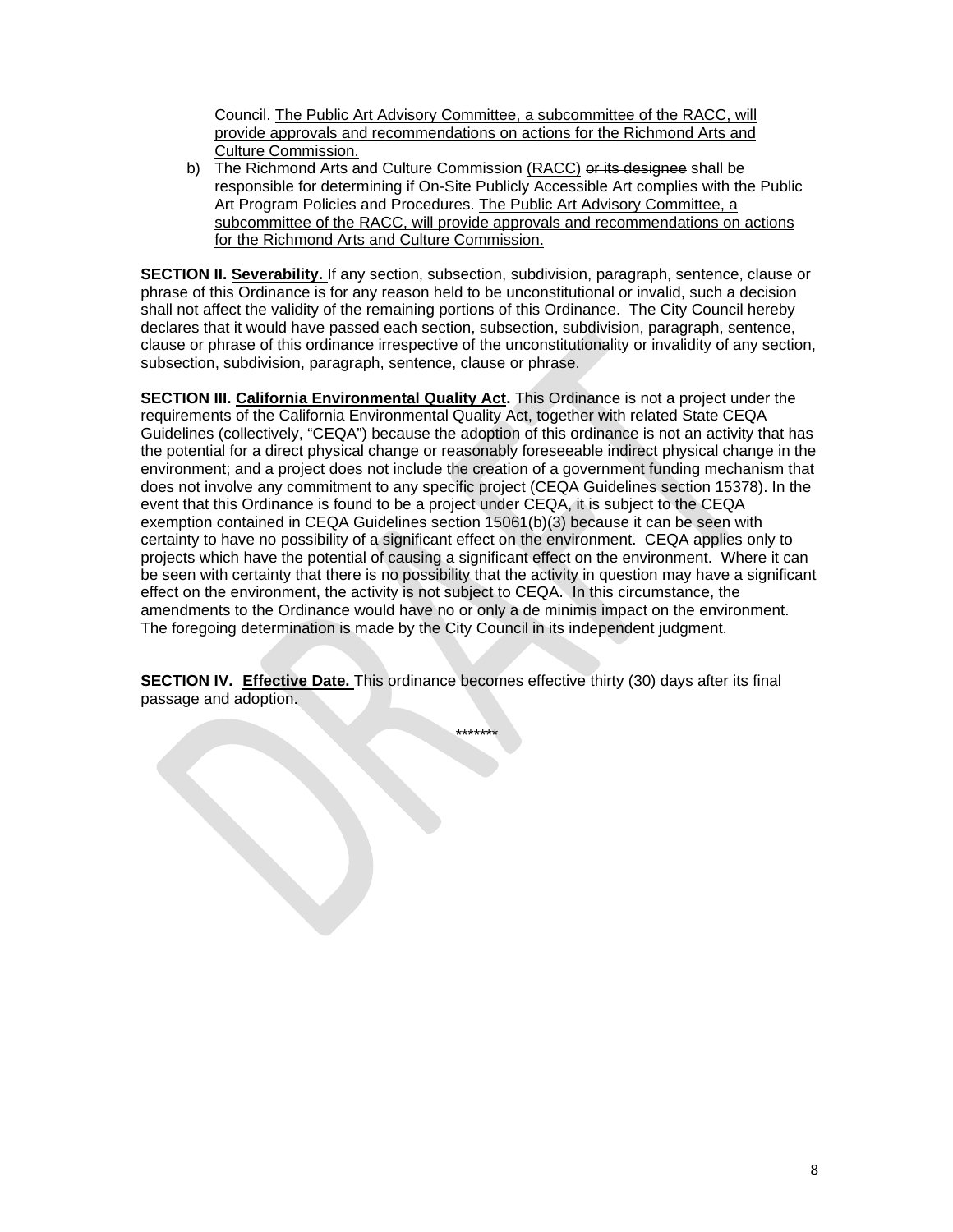Council. <u>The Public Art Advisory Committee, a subcommittee of the RACC, will provide approvals and recommendations on actions for the Richmond Arts and Culture Commission.</u>

b) The Richmond Arts and Culture Commission <u>(RACC)</u> ~~or its designee~~ shall be responsible for determining if On-Site Publicly Accessible Art complies with the Public Art Program Policies and Procedures. <u>The Public Art Advisory Committee, a subcommittee of the RACC, will provide approvals and recommendations on actions for the Richmond Arts and Culture Commission.</u>

**SECTION II. <u>Severability.</u>** If any section, subsection, subdivision, paragraph, sentence, clause or phrase of this Ordinance is for any reason held to be unconstitutional or invalid, such a decision shall not affect the validity of the remaining portions of this Ordinance. The City Council hereby declares that it would have passed each section, subsection, subdivision, paragraph, sentence, clause or phrase of this ordinance irrespective of the unconstitutionality or invalidity of any section, subsection, subdivision, paragraph, sentence, clause or phrase.

**SECTION III. <u>California Environmental Quality Act</u>.** This Ordinance is not a project under the requirements of the California Environmental Quality Act, together with related State CEQA Guidelines (collectively, "CEQA") because the adoption of this ordinance is not an activity that has the potential for a direct physical change or reasonably foreseeable indirect physical change in the environment; and a project does not include the creation of a government funding mechanism that does not involve any commitment to any specific project (CEQA Guidelines section 15378). In the event that this Ordinance is found to be a project under CEQA, it is subject to the CEQA exemption contained in CEQA Guidelines section 15061(b)(3) because it can be seen with certainty to have no possibility of a significant effect on the environment. CEQA applies only to projects which have the potential of causing a significant effect on the environment. Where it can be seen with certainty that there is no possibility that the activity in question may have a significant effect on the environment, the activity is not subject to CEQA. In this circumstance, the amendments to the Ordinance would have no or only a de minimis impact on the environment. The foregoing determination is made by the City Council in its independent judgment.

**SECTION IV. <u>Effective Date.</u>** This ordinance becomes effective thirty (30) days after its final passage and adoption.

*******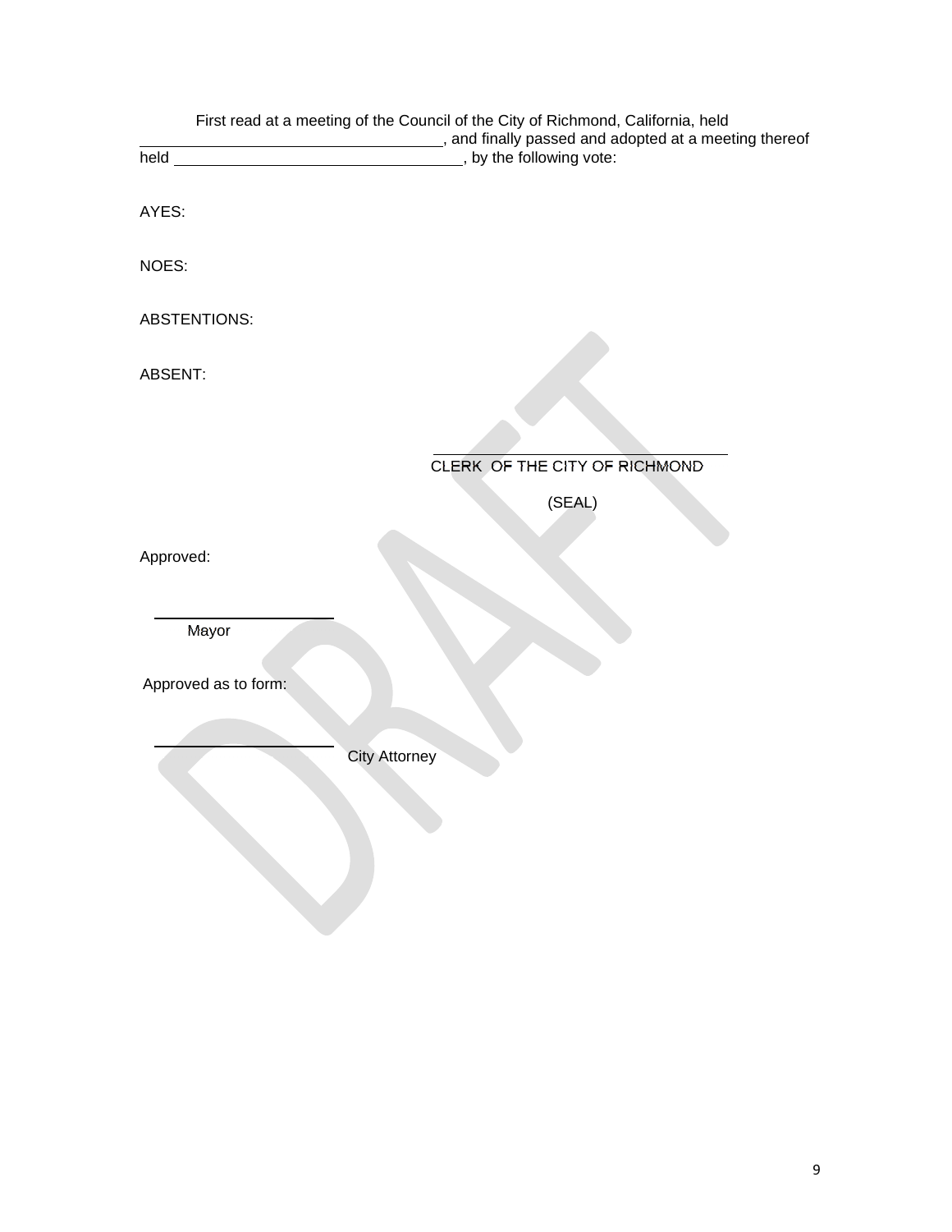First read at a meeting of the Council of the City of Richmond, California, held ________________________________, and finally passed and adopted at a meeting thereof held ________________________________, by the following vote:

AYES:

NOES:

ABSTENTIONS:

ABSENT:

________________________________
CLERK OF THE CITY OF RICHMOND

(SEAL)

Approved:

____________________
Mayor

Approved as to form:

____________________
City Attorney